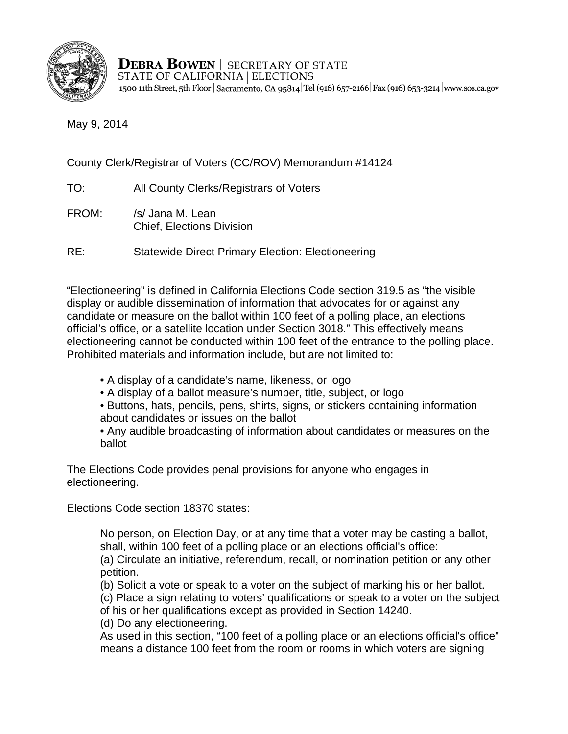**DEBRA BOWEN** | SECRETARY OF STATE
STATE OF CALIFORNIA | ELECTIONS
1500 11th Street, 5th Floor | Sacramento, CA 95814 | Tel (916) 657-2166 | Fax (916) 653-3214 | www.sos.ca.gov

May 9, 2014

County Clerk/Registrar of Voters (CC/ROV) Memorandum #14124

TO: All County Clerks/Registrars of Voters

FROM: /s/ Jana M. Lean
Chief, Elections Division

RE: Statewide Direct Primary Election: Electioneering

"Electioneering" is defined in California Elections Code section 319.5 as "the visible display or audible dissemination of information that advocates for or against any candidate or measure on the ballot within 100 feet of a polling place, an elections official's office, or a satellite location under Section 3018." This effectively means electioneering cannot be conducted within 100 feet of the entrance to the polling place. Prohibited materials and information include, but are not limited to:

- A display of a candidate's name, likeness, or logo
- A display of a ballot measure's number, title, subject, or logo
- Buttons, hats, pencils, pens, shirts, signs, or stickers containing information about candidates or issues on the ballot
- Any audible broadcasting of information about candidates or measures on the ballot

The Elections Code provides penal provisions for anyone who engages in electioneering.

Elections Code section 18370 states:

> No person, on Election Day, or at any time that a voter may be casting a ballot, shall, within 100 feet of a polling place or an elections official's office:
> (a) Circulate an initiative, referendum, recall, or nomination petition or any other petition.
> (b) Solicit a vote or speak to a voter on the subject of marking his or her ballot.
> (c) Place a sign relating to voters' qualifications or speak to a voter on the subject of his or her qualifications except as provided in Section 14240.
> (d) Do any electioneering.
> As used in this section, "100 feet of a polling place or an elections official's office" means a distance 100 feet from the room or rooms in which voters are signing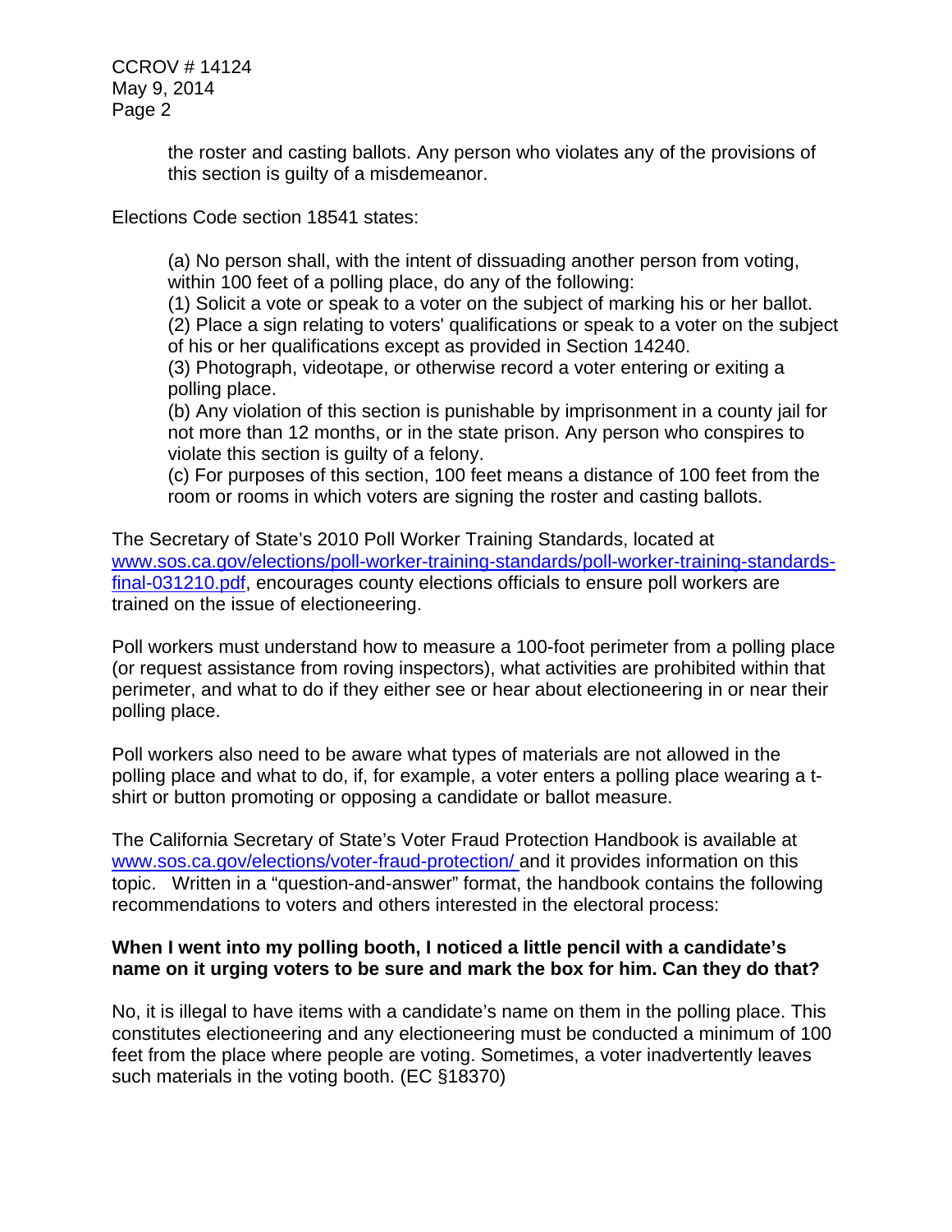the roster and casting ballots. Any person who violates any of the provisions of this section is guilty of a misdemeanor.

Elections Code section 18541 states:

> (a) No person shall, with the intent of dissuading another person from voting, within 100 feet of a polling place, do any of the following:
> (1) Solicit a vote or speak to a voter on the subject of marking his or her ballot.
> (2) Place a sign relating to voters' qualifications or speak to a voter on the subject of his or her qualifications except as provided in Section 14240.
> (3) Photograph, videotape, or otherwise record a voter entering or exiting a polling place.
> (b) Any violation of this section is punishable by imprisonment in a county jail for not more than 12 months, or in the state prison. Any person who conspires to violate this section is guilty of a felony.
> (c) For purposes of this section, 100 feet means a distance of 100 feet from the room or rooms in which voters are signing the roster and casting ballots.

The Secretary of State's 2010 Poll Worker Training Standards, located at www.sos.ca.gov/elections/poll-worker-training-standards/poll-worker-training-standards-final-031210.pdf, encourages county elections officials to ensure poll workers are trained on the issue of electioneering.

Poll workers must understand how to measure a 100-foot perimeter from a polling place (or request assistance from roving inspectors), what activities are prohibited within that perimeter, and what to do if they either see or hear about electioneering in or near their polling place.

Poll workers also need to be aware what types of materials are not allowed in the polling place and what to do, if, for example, a voter enters a polling place wearing a t-shirt or button promoting or opposing a candidate or ballot measure.

The California Secretary of State's Voter Fraud Protection Handbook is available at www.sos.ca.gov/elections/voter-fraud-protection/ and it provides information on this topic. Written in a "question-and-answer" format, the handbook contains the following recommendations to voters and others interested in the electoral process:

**When I went into my polling booth, I noticed a little pencil with a candidate's name on it urging voters to be sure and mark the box for him. Can they do that?**

No, it is illegal to have items with a candidate's name on them in the polling place. This constitutes electioneering and any electioneering must be conducted a minimum of 100 feet from the place where people are voting. Sometimes, a voter inadvertently leaves such materials in the voting booth. (EC §18370)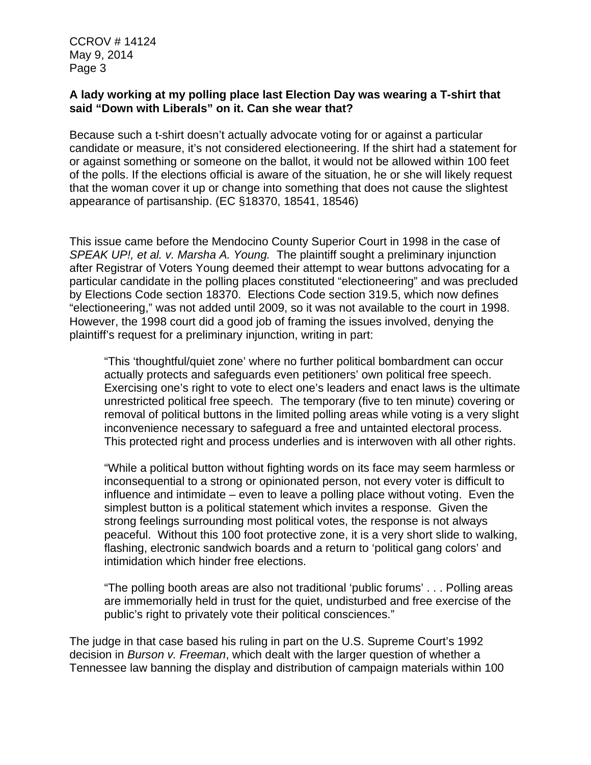**A lady working at my polling place last Election Day was wearing a T-shirt that said "Down with Liberals" on it. Can she wear that?**

Because such a t-shirt doesn't actually advocate voting for or against a particular candidate or measure, it's not considered electioneering. If the shirt had a statement for or against something or someone on the ballot, it would not be allowed within 100 feet of the polls. If the elections official is aware of the situation, he or she will likely request that the woman cover it up or change into something that does not cause the slightest appearance of partisanship. (EC §18370, 18541, 18546)

This issue came before the Mendocino County Superior Court in 1998 in the case of *SPEAK UP!, et al. v. Marsha A. Young.* The plaintiff sought a preliminary injunction after Registrar of Voters Young deemed their attempt to wear buttons advocating for a particular candidate in the polling places constituted "electioneering" and was precluded by Elections Code section 18370. Elections Code section 319.5, which now defines "electioneering," was not added until 2009, so it was not available to the court in 1998. However, the 1998 court did a good job of framing the issues involved, denying the plaintiff's request for a preliminary injunction, writing in part:

> "This 'thoughtful/quiet zone' where no further political bombardment can occur actually protects and safeguards even petitioners' own political free speech. Exercising one's right to vote to elect one's leaders and enact laws is the ultimate unrestricted political free speech. The temporary (five to ten minute) covering or removal of political buttons in the limited polling areas while voting is a very slight inconvenience necessary to safeguard a free and untainted electoral process. This protected right and process underlies and is interwoven with all other rights.
>
> "While a political button without fighting words on its face may seem harmless or inconsequential to a strong or opinionated person, not every voter is difficult to influence and intimidate – even to leave a polling place without voting. Even the simplest button is a political statement which invites a response. Given the strong feelings surrounding most political votes, the response is not always peaceful. Without this 100 foot protective zone, it is a very short slide to walking, flashing, electronic sandwich boards and a return to 'political gang colors' and intimidation which hinder free elections.
>
> "The polling booth areas are also not traditional 'public forums' . . . Polling areas are immemorially held in trust for the quiet, undisturbed and free exercise of the public's right to privately vote their political consciences."

The judge in that case based his ruling in part on the U.S. Supreme Court's 1992 decision in *Burson v. Freeman*, which dealt with the larger question of whether a Tennessee law banning the display and distribution of campaign materials within 100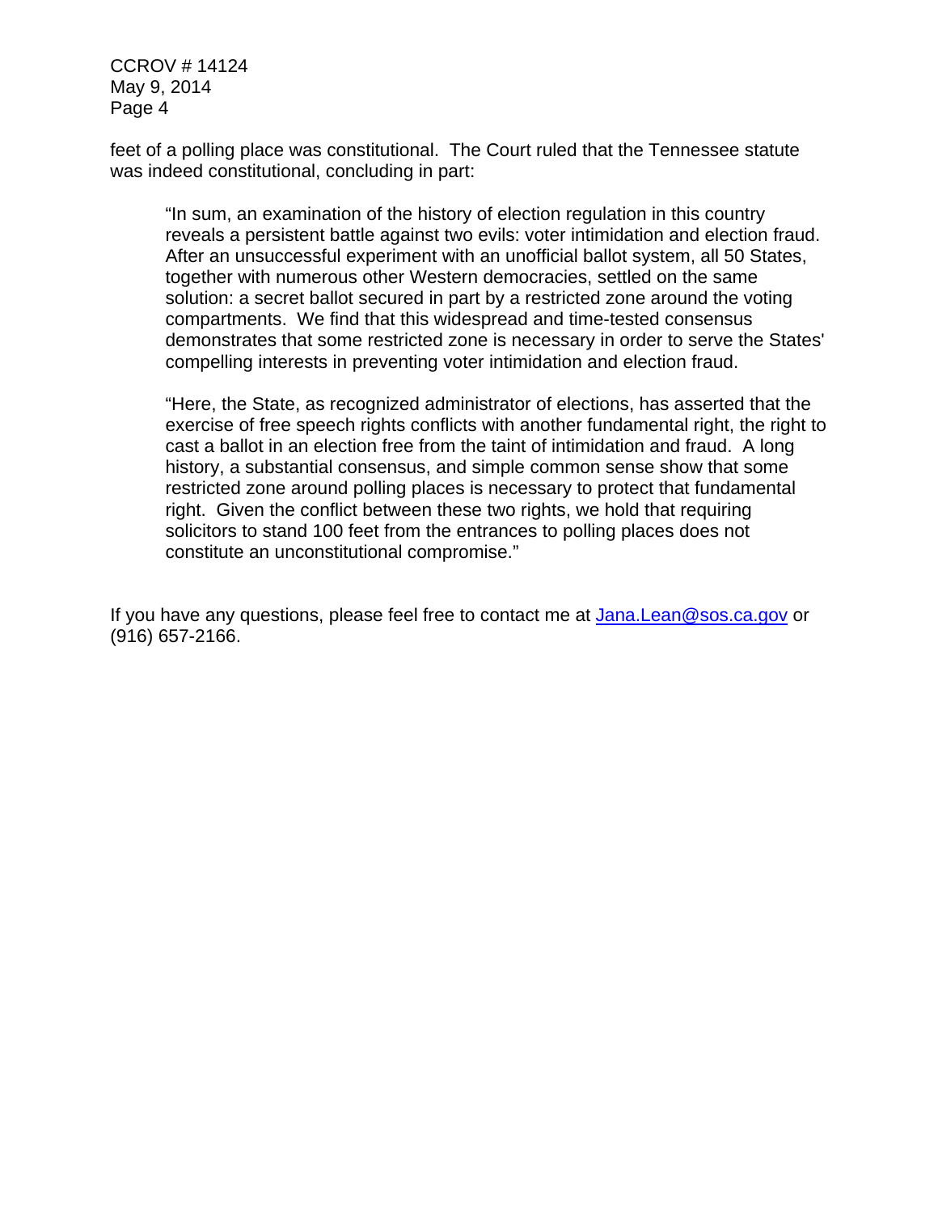feet of a polling place was constitutional. The Court ruled that the Tennessee statute was indeed constitutional, concluding in part:

> "In sum, an examination of the history of election regulation in this country reveals a persistent battle against two evils: voter intimidation and election fraud. After an unsuccessful experiment with an unofficial ballot system, all 50 States, together with numerous other Western democracies, settled on the same solution: a secret ballot secured in part by a restricted zone around the voting compartments. We find that this widespread and time-tested consensus demonstrates that some restricted zone is necessary in order to serve the States' compelling interests in preventing voter intimidation and election fraud.
>
> "Here, the State, as recognized administrator of elections, has asserted that the exercise of free speech rights conflicts with another fundamental right, the right to cast a ballot in an election free from the taint of intimidation and fraud. A long history, a substantial consensus, and simple common sense show that some restricted zone around polling places is necessary to protect that fundamental right. Given the conflict between these two rights, we hold that requiring solicitors to stand 100 feet from the entrances to polling places does not constitute an unconstitutional compromise."

If you have any questions, please feel free to contact me at Jana.Lean@sos.ca.gov or (916) 657-2166.